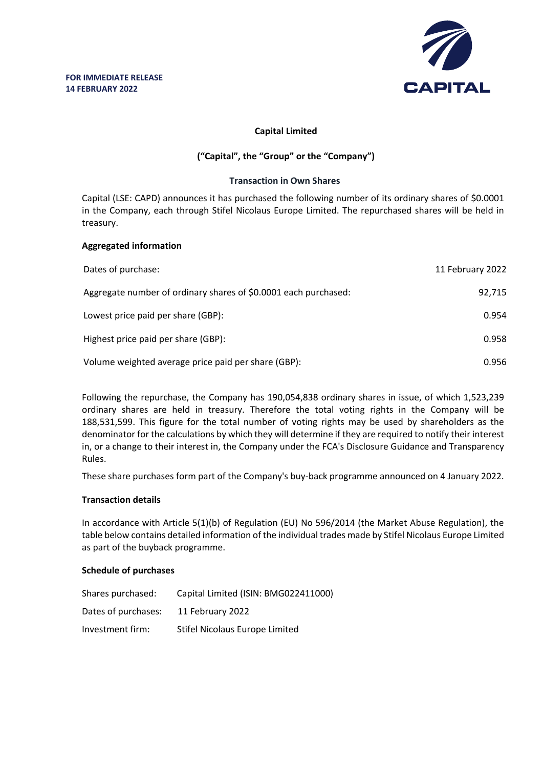**FOR IMMEDIATE RELEASE**
**14 FEBRUARY 2022**

CAPITAL

**Capital Limited**

**("Capital", the "Group" or the "Company")**

**Transaction in Own Shares**

Capital (LSE: CAPD) announces it has purchased the following number of its ordinary shares of $0.0001 in the Company, each through Stifel Nicolaus Europe Limited. The repurchased shares will be held in treasury.

**Aggregated information**

| | |
|---|---|
| Dates of purchase: | 11 February 2022 |
| Aggregate number of ordinary shares of $0.0001 each purchased: | 92,715 |
| Lowest price paid per share (GBP): | 0.954 |
| Highest price paid per share (GBP): | 0.958 |
| Volume weighted average price paid per share (GBP): | 0.956 |

Following the repurchase, the Company has 190,054,838 ordinary shares in issue, of which 1,523,239 ordinary shares are held in treasury. Therefore the total voting rights in the Company will be 188,531,599. This figure for the total number of voting rights may be used by shareholders as the denominator for the calculations by which they will determine if they are required to notify their interest in, or a change to their interest in, the Company under the FCA's Disclosure Guidance and Transparency Rules.

These share purchases form part of the Company's buy-back programme announced on 4 January 2022.

**Transaction details**

In accordance with Article 5(1)(b) of Regulation (EU) No 596/2014 (the Market Abuse Regulation), the table below contains detailed information of the individual trades made by Stifel Nicolaus Europe Limited as part of the buyback programme.

**Schedule of purchases**

| | |
|---|---|
| Shares purchased: | Capital Limited (ISIN: BMG022411000) |
| Dates of purchases: | 11 February 2022 |
| Investment firm: | Stifel Nicolaus Europe Limited |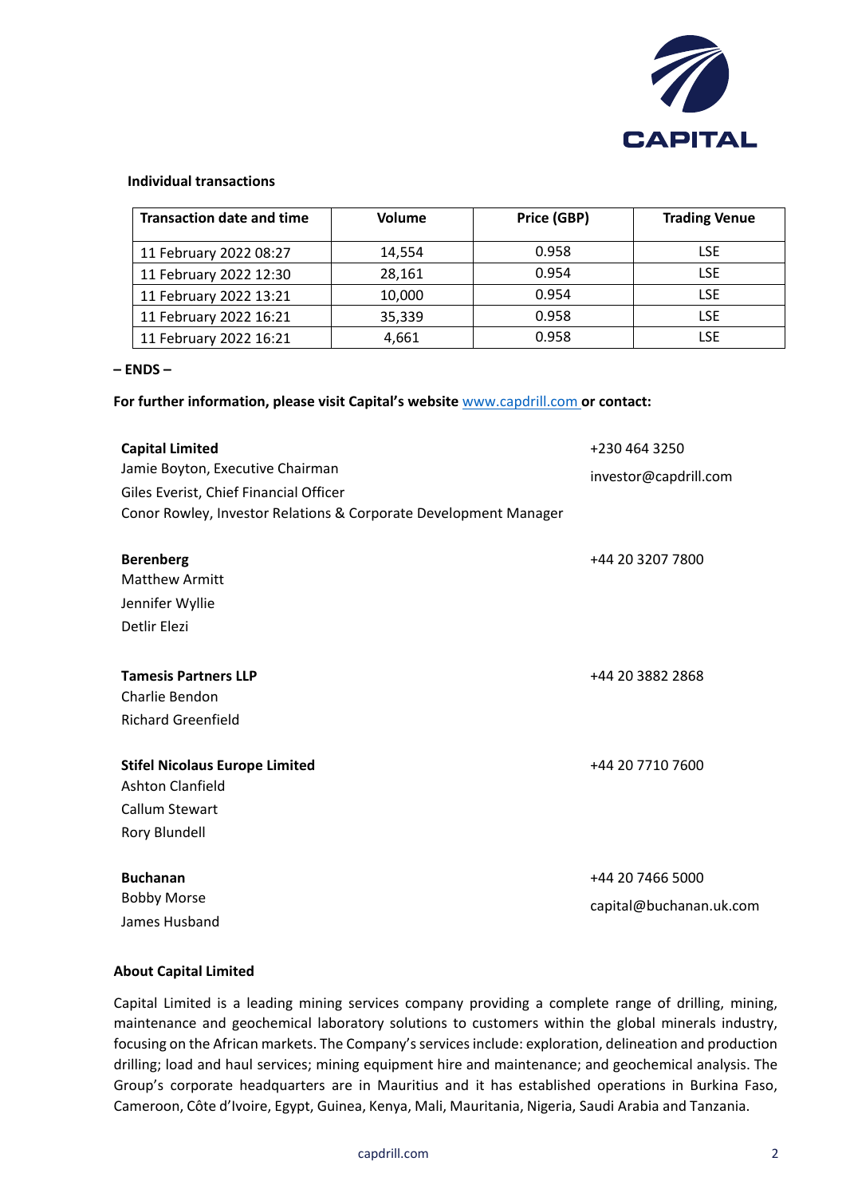**Individual transactions**

| Transaction date and time | Volume | Price (GBP) | Trading Venue |
|---|---|---|---|
| 11 February 2022 08:27 | 14,554 | 0.958 | LSE |
| 11 February 2022 12:30 | 28,161 | 0.954 | LSE |
| 11 February 2022 13:21 | 10,000 | 0.954 | LSE |
| 11 February 2022 16:21 | 35,339 | 0.958 | LSE |
| 11 February 2022 16:21 | 4,661 | 0.958 | LSE |

**– ENDS –**

**For further information, please visit Capital's website www.capdrill.com or contact:**

**Capital Limited**
Jamie Boyton, Executive Chairman
Giles Everist, Chief Financial Officer
Conor Rowley, Investor Relations & Corporate Development Manager

+230 464 3250
investor@capdrill.com

**Berenberg**
Matthew Armitt
Jennifer Wyllie
Detlir Elezi

+44 20 3207 7800

**Tamesis Partners LLP**
Charlie Bendon
Richard Greenfield

+44 20 3882 2868

**Stifel Nicolaus Europe Limited**
Ashton Clanfield
Callum Stewart
Rory Blundell

+44 20 7710 7600

**Buchanan**
Bobby Morse
James Husband

+44 20 7466 5000
capital@buchanan.uk.com

**About Capital Limited**

Capital Limited is a leading mining services company providing a complete range of drilling, mining, maintenance and geochemical laboratory solutions to customers within the global minerals industry, focusing on the African markets. The Company's services include: exploration, delineation and production drilling; load and haul services; mining equipment hire and maintenance; and geochemical analysis. The Group's corporate headquarters are in Mauritius and it has established operations in Burkina Faso, Cameroon, Côte d'Ivoire, Egypt, Guinea, Kenya, Mali, Mauritania, Nigeria, Saudi Arabia and Tanzania.